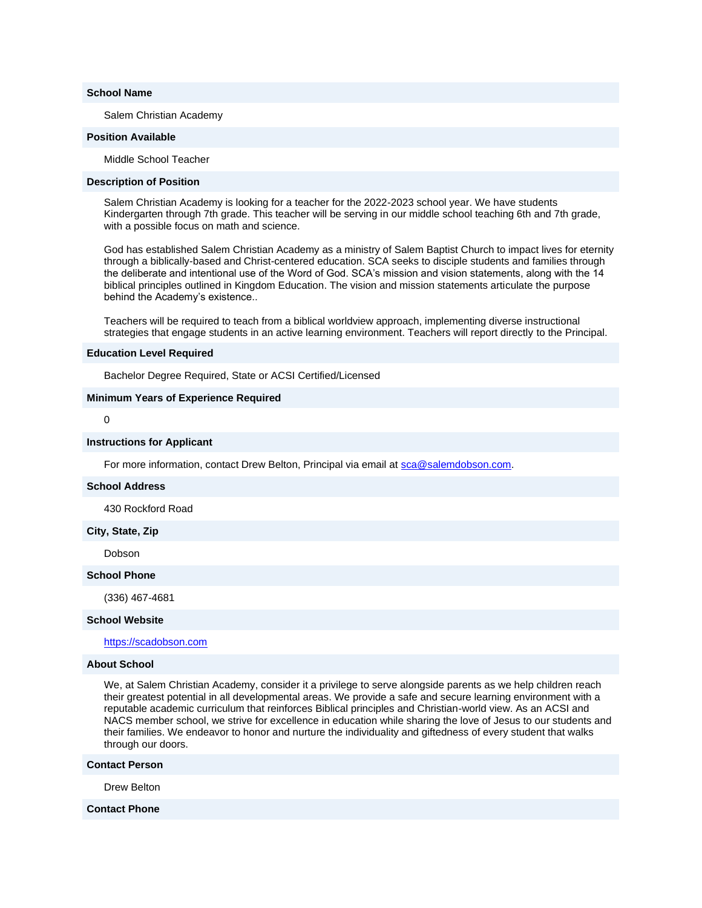**School Name**

Salem Christian Academy

**Position Available**

Middle School Teacher

**Description of Position**

Salem Christian Academy is looking for a teacher for the 2022-2023 school year. We have students Kindergarten through 7th grade. This teacher will be serving in our middle school teaching 6th and 7th grade, with a possible focus on math and science.

God has established Salem Christian Academy as a ministry of Salem Baptist Church to impact lives for eternity through a biblically-based and Christ-centered education. SCA seeks to disciple students and families through the deliberate and intentional use of the Word of God. SCA's mission and vision statements, along with the 14 biblical principles outlined in Kingdom Education. The vision and mission statements articulate the purpose behind the Academy's existence..

Teachers will be required to teach from a biblical worldview approach, implementing diverse instructional strategies that engage students in an active learning environment. Teachers will report directly to the Principal.

**Education Level Required**

Bachelor Degree Required, State or ACSI Certified/Licensed

**Minimum Years of Experience Required**

0

**Instructions for Applicant**

For more information, contact Drew Belton, Principal via email at [sca@salemdobson.com](mailto:sca@salemdobson.com).

**School Address**

430 Rockford Road

**City, State, Zip**

Dobson

**School Phone**

(336) 467-4681

**School Website**

[https://scadobson.com](https://scadobson.com)

**About School**

We, at Salem Christian Academy, consider it a privilege to serve alongside parents as we help children reach their greatest potential in all developmental areas. We provide a safe and secure learning environment with a reputable academic curriculum that reinforces Biblical principles and Christian-world view. As an ACSI and NACS member school, we strive for excellence in education while sharing the love of Jesus to our students and their families. We endeavor to honor and nurture the individuality and giftedness of every student that walks through our doors.

**Contact Person**

Drew Belton

**Contact Phone**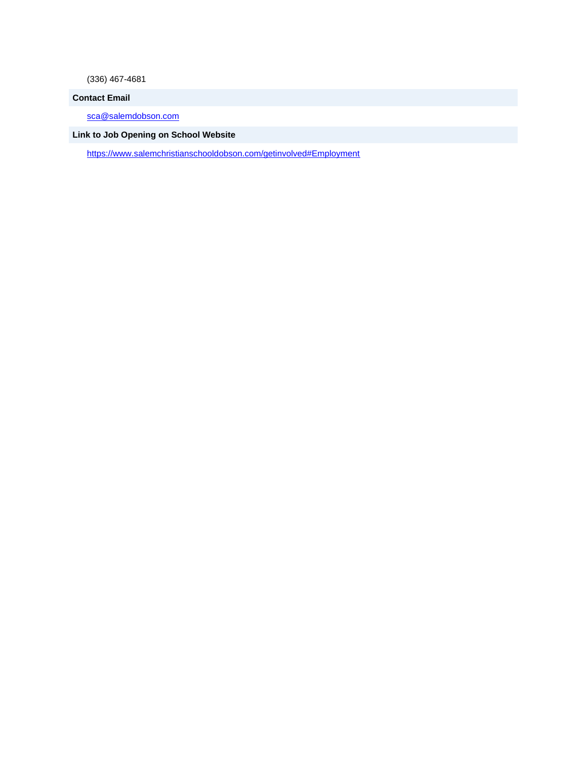(336) 467-4681

**Contact Email**

sca@salemdobson.com

**Link to Job Opening on School Website**

https://www.salemchristianschooldobson.com/getinvolved#Employment